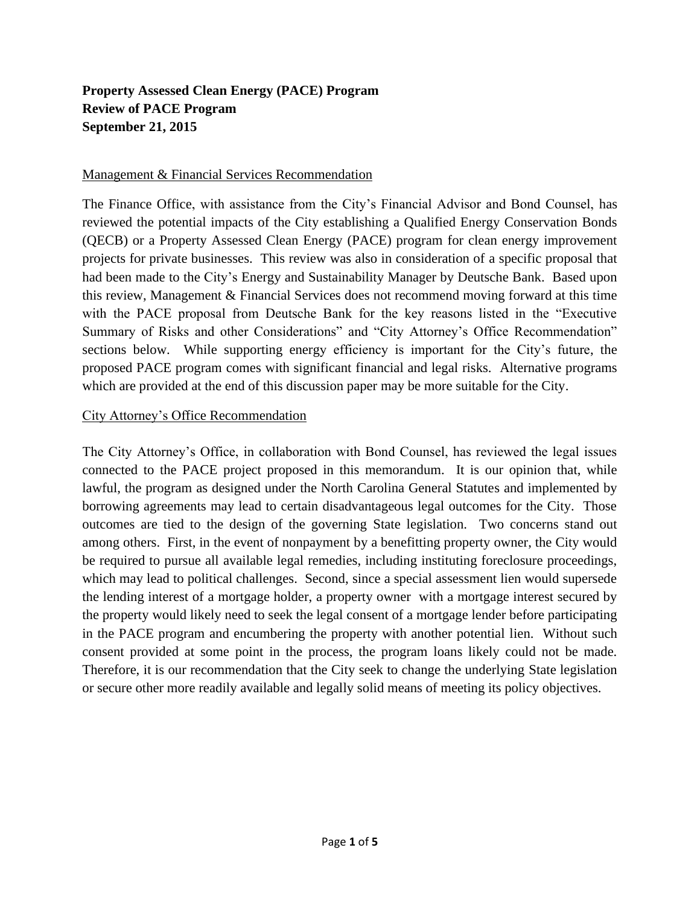**Property Assessed Clean Energy (PACE) Program**
**Review of PACE Program**
**September 21, 2015**

<u>Management & Financial Services Recommendation</u>

The Finance Office, with assistance from the City's Financial Advisor and Bond Counsel, has reviewed the potential impacts of the City establishing a Qualified Energy Conservation Bonds (QECB) or a Property Assessed Clean Energy (PACE) program for clean energy improvement projects for private businesses. This review was also in consideration of a specific proposal that had been made to the City's Energy and Sustainability Manager by Deutsche Bank. Based upon this review, Management & Financial Services does not recommend moving forward at this time with the PACE proposal from Deutsche Bank for the key reasons listed in the "Executive Summary of Risks and other Considerations" and "City Attorney's Office Recommendation" sections below. While supporting energy efficiency is important for the City's future, the proposed PACE program comes with significant financial and legal risks. Alternative programs which are provided at the end of this discussion paper may be more suitable for the City.

<u>City Attorney's Office Recommendation</u>

The City Attorney's Office, in collaboration with Bond Counsel, has reviewed the legal issues connected to the PACE project proposed in this memorandum. It is our opinion that, while lawful, the program as designed under the North Carolina General Statutes and implemented by borrowing agreements may lead to certain disadvantageous legal outcomes for the City. Those outcomes are tied to the design of the governing State legislation. Two concerns stand out among others. First, in the event of nonpayment by a benefitting property owner, the City would be required to pursue all available legal remedies, including instituting foreclosure proceedings, which may lead to political challenges. Second, since a special assessment lien would supersede the lending interest of a mortgage holder, a property owner with a mortgage interest secured by the property would likely need to seek the legal consent of a mortgage lender before participating in the PACE program and encumbering the property with another potential lien. Without such consent provided at some point in the process, the program loans likely could not be made. Therefore, it is our recommendation that the City seek to change the underlying State legislation or secure other more readily available and legally solid means of meeting its policy objectives.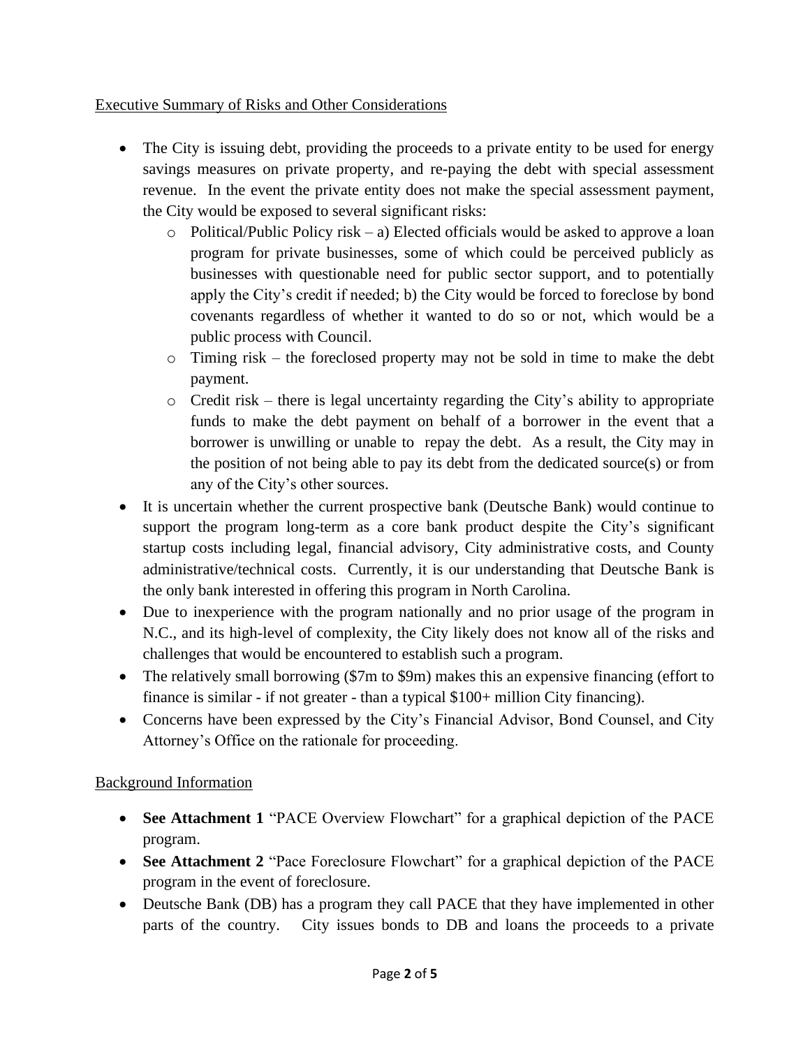Executive Summary of Risks and Other Considerations

- The City is issuing debt, providing the proceeds to a private entity to be used for energy savings measures on private property, and re-paying the debt with special assessment revenue. In the event the private entity does not make the special assessment payment, the City would be exposed to several significant risks:
  - Political/Public Policy risk – a) Elected officials would be asked to approve a loan program for private businesses, some of which could be perceived publicly as businesses with questionable need for public sector support, and to potentially apply the City's credit if needed; b) the City would be forced to foreclose by bond covenants regardless of whether it wanted to do so or not, which would be a public process with Council.
  - Timing risk – the foreclosed property may not be sold in time to make the debt payment.
  - Credit risk – there is legal uncertainty regarding the City's ability to appropriate funds to make the debt payment on behalf of a borrower in the event that a borrower is unwilling or unable to repay the debt. As a result, the City may in the position of not being able to pay its debt from the dedicated source(s) or from any of the City's other sources.
- It is uncertain whether the current prospective bank (Deutsche Bank) would continue to support the program long-term as a core bank product despite the City's significant startup costs including legal, financial advisory, City administrative costs, and County administrative/technical costs. Currently, it is our understanding that Deutsche Bank is the only bank interested in offering this program in North Carolina.
- Due to inexperience with the program nationally and no prior usage of the program in N.C., and its high-level of complexity, the City likely does not know all of the risks and challenges that would be encountered to establish such a program.
- The relatively small borrowing ($7m to $9m) makes this an expensive financing (effort to finance is similar - if not greater - than a typical $100+ million City financing).
- Concerns have been expressed by the City's Financial Advisor, Bond Counsel, and City Attorney's Office on the rationale for proceeding.

Background Information

- **See Attachment 1** "PACE Overview Flowchart" for a graphical depiction of the PACE program.
- **See Attachment 2** "Pace Foreclosure Flowchart" for a graphical depiction of the PACE program in the event of foreclosure.
- Deutsche Bank (DB) has a program they call PACE that they have implemented in other parts of the country. City issues bonds to DB and loans the proceeds to a private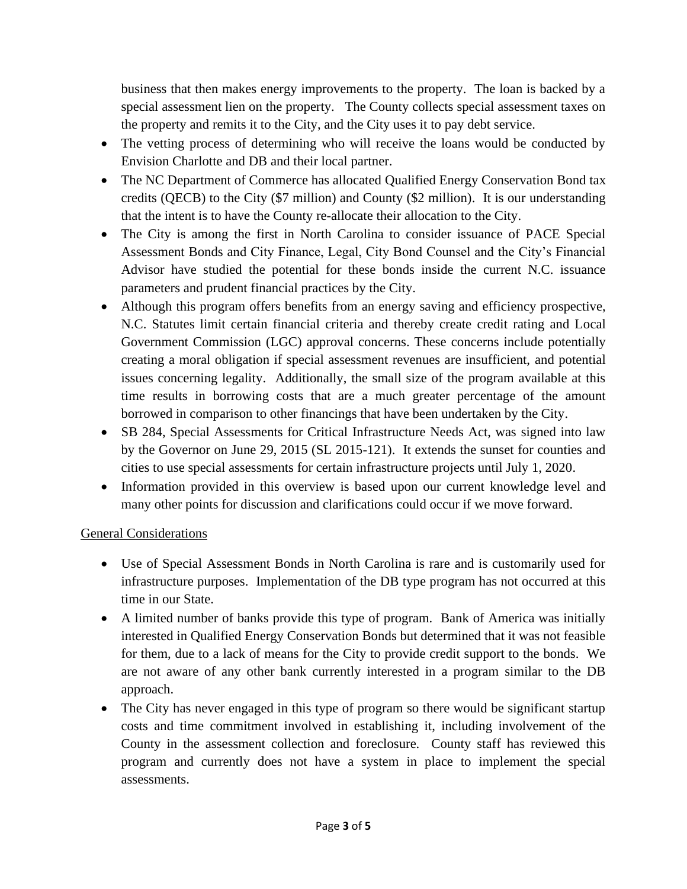business that then makes energy improvements to the property. The loan is backed by a special assessment lien on the property. The County collects special assessment taxes on the property and remits it to the City, and the City uses it to pay debt service.

- The vetting process of determining who will receive the loans would be conducted by Envision Charlotte and DB and their local partner.
- The NC Department of Commerce has allocated Qualified Energy Conservation Bond tax credits (QECB) to the City ($7 million) and County ($2 million). It is our understanding that the intent is to have the County re-allocate their allocation to the City.
- The City is among the first in North Carolina to consider issuance of PACE Special Assessment Bonds and City Finance, Legal, City Bond Counsel and the City's Financial Advisor have studied the potential for these bonds inside the current N.C. issuance parameters and prudent financial practices by the City.
- Although this program offers benefits from an energy saving and efficiency prospective, N.C. Statutes limit certain financial criteria and thereby create credit rating and Local Government Commission (LGC) approval concerns. These concerns include potentially creating a moral obligation if special assessment revenues are insufficient, and potential issues concerning legality. Additionally, the small size of the program available at this time results in borrowing costs that are a much greater percentage of the amount borrowed in comparison to other financings that have been undertaken by the City.
- SB 284, Special Assessments for Critical Infrastructure Needs Act, was signed into law by the Governor on June 29, 2015 (SL 2015-121). It extends the sunset for counties and cities to use special assessments for certain infrastructure projects until July 1, 2020.
- Information provided in this overview is based upon our current knowledge level and many other points for discussion and clarifications could occur if we move forward.

General Considerations

- Use of Special Assessment Bonds in North Carolina is rare and is customarily used for infrastructure purposes. Implementation of the DB type program has not occurred at this time in our State.
- A limited number of banks provide this type of program. Bank of America was initially interested in Qualified Energy Conservation Bonds but determined that it was not feasible for them, due to a lack of means for the City to provide credit support to the bonds. We are not aware of any other bank currently interested in a program similar to the DB approach.
- The City has never engaged in this type of program so there would be significant startup costs and time commitment involved in establishing it, including involvement of the County in the assessment collection and foreclosure. County staff has reviewed this program and currently does not have a system in place to implement the special assessments.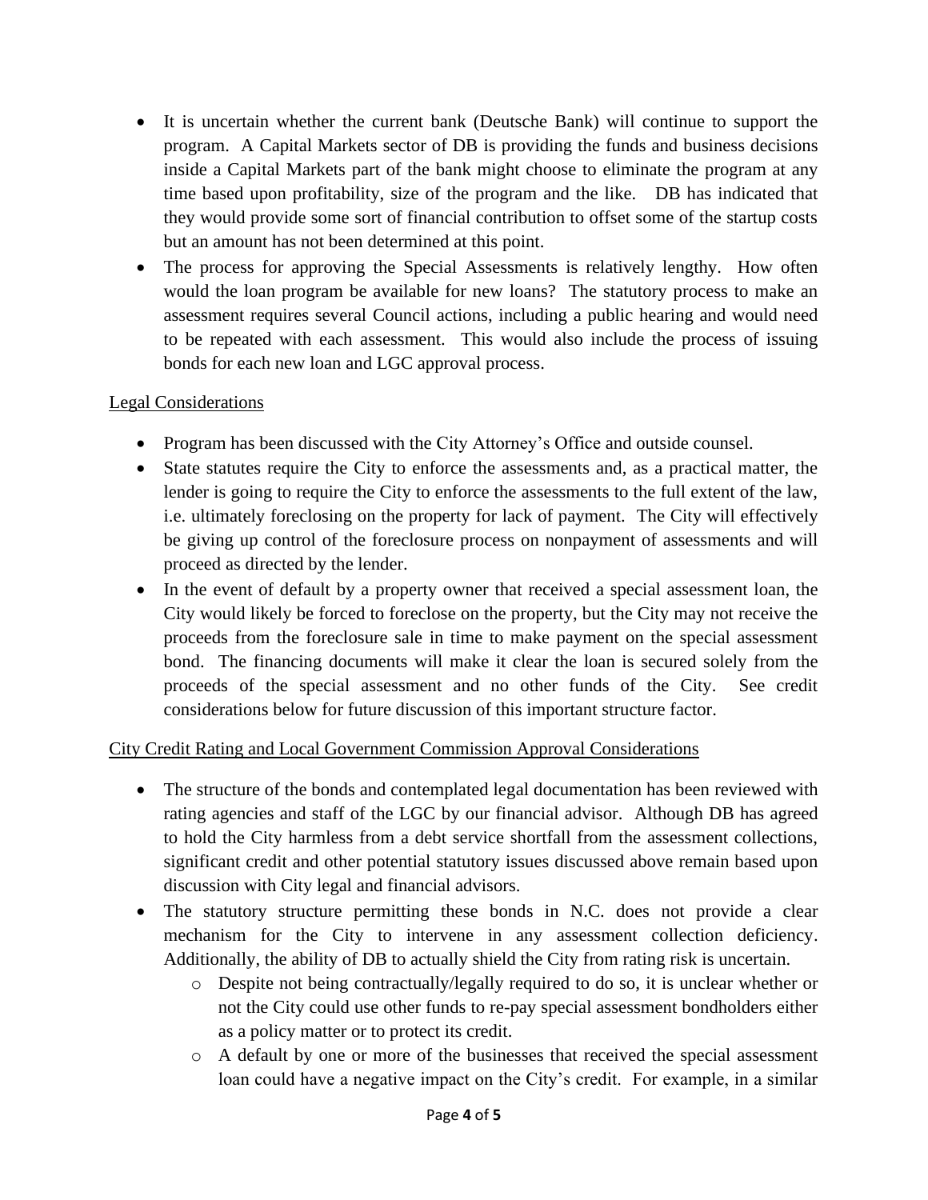- It is uncertain whether the current bank (Deutsche Bank) will continue to support the program. A Capital Markets sector of DB is providing the funds and business decisions inside a Capital Markets part of the bank might choose to eliminate the program at any time based upon profitability, size of the program and the like. DB has indicated that they would provide some sort of financial contribution to offset some of the startup costs but an amount has not been determined at this point.
- The process for approving the Special Assessments is relatively lengthy. How often would the loan program be available for new loans? The statutory process to make an assessment requires several Council actions, including a public hearing and would need to be repeated with each assessment. This would also include the process of issuing bonds for each new loan and LGC approval process.

<u>Legal Considerations</u>

- Program has been discussed with the City Attorney's Office and outside counsel.
- State statutes require the City to enforce the assessments and, as a practical matter, the lender is going to require the City to enforce the assessments to the full extent of the law, i.e. ultimately foreclosing on the property for lack of payment. The City will effectively be giving up control of the foreclosure process on nonpayment of assessments and will proceed as directed by the lender.
- In the event of default by a property owner that received a special assessment loan, the City would likely be forced to foreclose on the property, but the City may not receive the proceeds from the foreclosure sale in time to make payment on the special assessment bond. The financing documents will make it clear the loan is secured solely from the proceeds of the special assessment and no other funds of the City. See credit considerations below for future discussion of this important structure factor.

<u>City Credit Rating and Local Government Commission Approval Considerations</u>

- The structure of the bonds and contemplated legal documentation has been reviewed with rating agencies and staff of the LGC by our financial advisor. Although DB has agreed to hold the City harmless from a debt service shortfall from the assessment collections, significant credit and other potential statutory issues discussed above remain based upon discussion with City legal and financial advisors.
- The statutory structure permitting these bonds in N.C. does not provide a clear mechanism for the City to intervene in any assessment collection deficiency. Additionally, the ability of DB to actually shield the City from rating risk is uncertain.
  - Despite not being contractually/legally required to do so, it is unclear whether or not the City could use other funds to re-pay special assessment bondholders either as a policy matter or to protect its credit.
  - A default by one or more of the businesses that received the special assessment loan could have a negative impact on the City's credit. For example, in a similar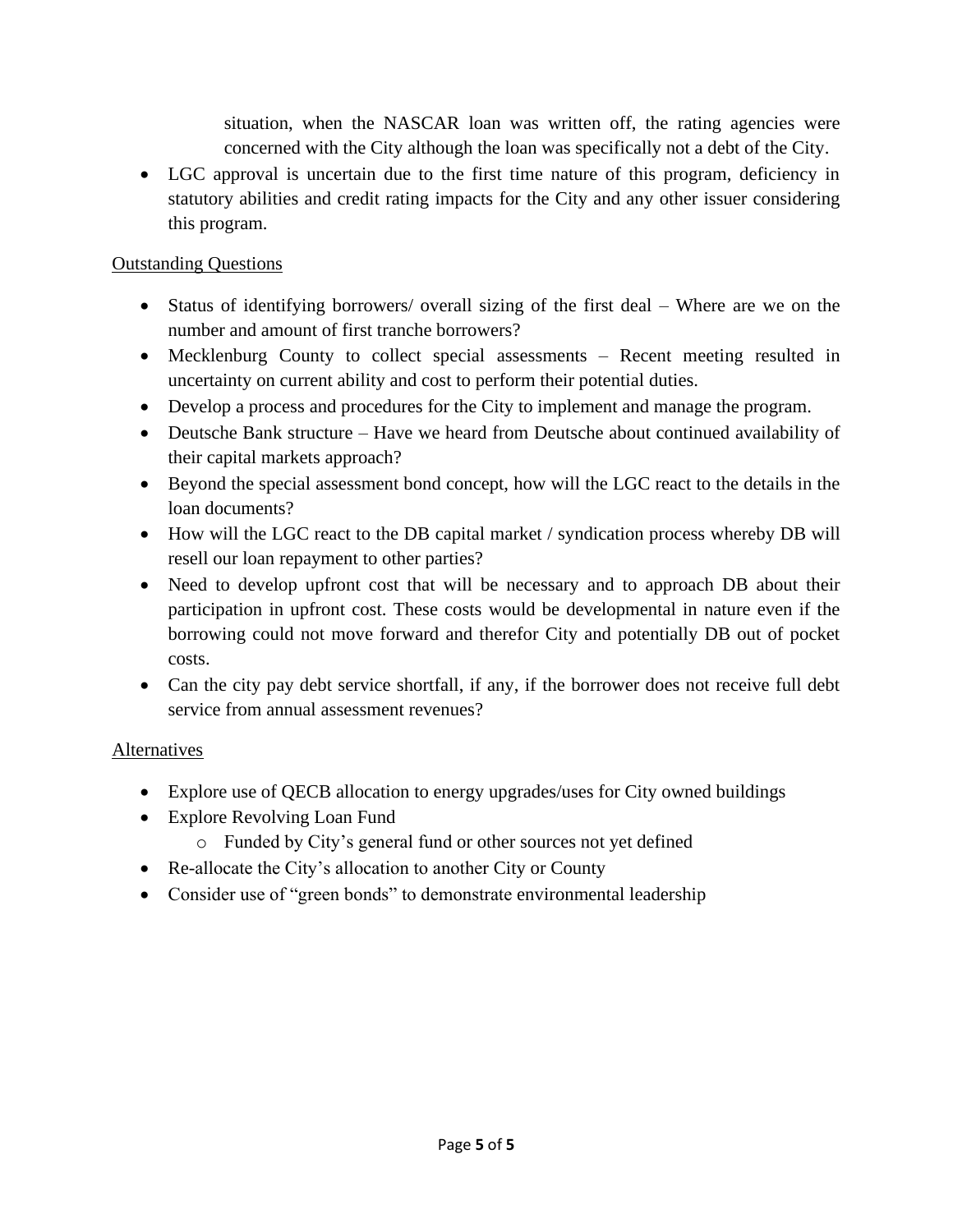situation, when the NASCAR loan was written off, the rating agencies were concerned with the City although the loan was specifically not a debt of the City.

- LGC approval is uncertain due to the first time nature of this program, deficiency in statutory abilities and credit rating impacts for the City and any other issuer considering this program.

<u>Outstanding Questions</u>

- Status of identifying borrowers/ overall sizing of the first deal – Where are we on the number and amount of first tranche borrowers?
- Mecklenburg County to collect special assessments – Recent meeting resulted in uncertainty on current ability and cost to perform their potential duties.
- Develop a process and procedures for the City to implement and manage the program.
- Deutsche Bank structure – Have we heard from Deutsche about continued availability of their capital markets approach?
- Beyond the special assessment bond concept, how will the LGC react to the details in the loan documents?
- How will the LGC react to the DB capital market / syndication process whereby DB will resell our loan repayment to other parties?
- Need to develop upfront cost that will be necessary and to approach DB about their participation in upfront cost. These costs would be developmental in nature even if the borrowing could not move forward and therefor City and potentially DB out of pocket costs.
- Can the city pay debt service shortfall, if any, if the borrower does not receive full debt service from annual assessment revenues?

<u>Alternatives</u>

- Explore use of QECB allocation to energy upgrades/uses for City owned buildings
- Explore Revolving Loan Fund
  - Funded by City's general fund or other sources not yet defined
- Re-allocate the City's allocation to another City or County
- Consider use of "green bonds" to demonstrate environmental leadership